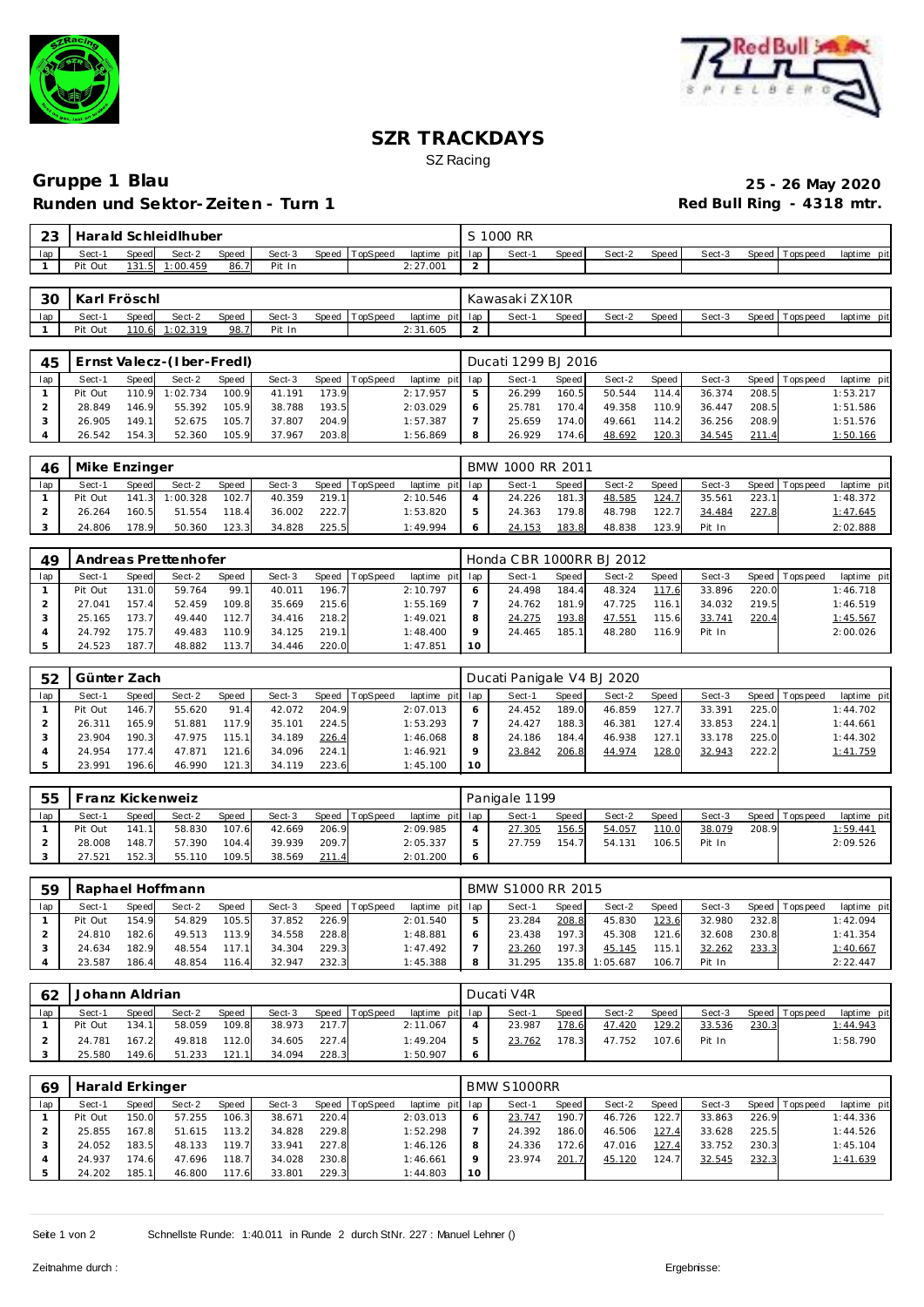# SZR TRACKDAYS

SZ Racing

## Gruppe 1 Blau

**25 - 26 May 2020**

### Runden und Sektor-Zeiten - Turn 1

**Red Bull Ring - 4318 mtr.**

| 23 | Harald Schleidlhuber | | | | | | | | S 1000 RR | | | | | | | | |
|---|---|---|---|---|---|---|---|---|---|---|---|---|---|---|---|---|---|
| lap | Sect-1 | Speed | Sect-2 | Speed | Sect-3 | Speed | TopSpeed | laptime pit | lap | Sect-1 | Speed | Sect-2 | Speed | Sect-3 | Speed | Topspeed | laptime pit |
| 1 | Pit Out | 131.5 | 1:00.459 | 86.7 | Pit In | | | 2:27.001 | 2 | | | | | | | | |

| 30 | Karl Fröschl | | | | | | | | Kawasaki ZX10R | | | | | | | | |
|---|---|---|---|---|---|---|---|---|---|---|---|---|---|---|---|---|---|
| lap | Sect-1 | Speed | Sect-2 | Speed | Sect-3 | Speed | TopSpeed | laptime pit | lap | Sect-1 | Speed | Sect-2 | Speed | Sect-3 | Speed | Topspeed | laptime pit |
| 1 | Pit Out | 110.6 | 1:02.319 | 98.7 | Pit In | | | 2:31.605 | 2 | | | | | | | | |

| 45 | Ernst Valecz-(Iber-Fredl) | | | | | | | | Ducati 1299 BJ 2016 | | | | | | | | |
|---|---|---|---|---|---|---|---|---|---|---|---|---|---|---|---|---|---|
| lap | Sect-1 | Speed | Sect-2 | Speed | Sect-3 | Speed | TopSpeed | laptime pit | lap | Sect-1 | Speed | Sect-2 | Speed | Sect-3 | Speed | Topspeed | laptime pit |
| 1 | Pit Out | 110.9 | 1:02.734 | 100.9 | 41.191 | 173.9 | | 2:17.957 | 5 | 26.299 | 160.5 | 50.544 | 114.4 | 36.374 | 208.5 | | 1:53.217 |
| 2 | 28.849 | 146.9 | 55.392 | 105.9 | 38.788 | 193.5 | | 2:03.029 | 6 | 25.781 | 170.4 | 49.358 | 110.9 | 36.447 | 208.5 | | 1:51.586 |
| 3 | 26.905 | 149.1 | 52.675 | 105.7 | 37.807 | 204.9 | | 1:57.387 | 7 | 25.659 | 174.0 | 49.661 | 114.2 | 36.256 | 208.9 | | 1:51.576 |
| 4 | 26.542 | 154.3 | 52.360 | 105.9 | 37.967 | 203.8 | | 1:56.869 | 8 | 26.929 | 174.6 | 48.692 | 120.3 | 34.545 | 211.4 | | 1:50.166 |

| 46 | Mike Enzinger | | | | | | | | BMW 1000 RR 2011 | | | | | | | | |
|---|---|---|---|---|---|---|---|---|---|---|---|---|---|---|---|---|---|
| lap | Sect-1 | Speed | Sect-2 | Speed | Sect-3 | Speed | TopSpeed | laptime pit | lap | Sect-1 | Speed | Sect-2 | Speed | Sect-3 | Speed | Topspeed | laptime pit |
| 1 | Pit Out | 141.3 | 1:00.328 | 102.7 | 40.359 | 219.1 | | 2:10.546 | 4 | 24.226 | 181.3 | 48.585 | 124.7 | 35.561 | 223.1 | | 1:48.372 |
| 2 | 26.264 | 160.5 | 51.554 | 118.4 | 36.002 | 222.7 | | 1:53.820 | 5 | 24.363 | 179.8 | 48.798 | 122.7 | 34.484 | 227.8 | | 1:47.645 |
| 3 | 24.806 | 178.9 | 50.360 | 123.3 | 34.828 | 225.5 | | 1:49.994 | 6 | 24.153 | 183.8 | 48.838 | 123.9 | Pit In | | | 2:02.888 |

| 49 | Andreas Prettenhofer | | | | | | | | Honda CBR 1000RR BJ 2012 | | | | | | | | |
|---|---|---|---|---|---|---|---|---|---|---|---|---|---|---|---|---|---|
| lap | Sect-1 | Speed | Sect-2 | Speed | Sect-3 | Speed | TopSpeed | laptime pit | lap | Sect-1 | Speed | Sect-2 | Speed | Sect-3 | Speed | Topspeed | laptime pit |
| 1 | Pit Out | 131.0 | 59.764 | 99.1 | 40.011 | 196.7 | | 2:10.797 | 6 | 24.498 | 184.4 | 48.324 | 117.6 | 33.896 | 220.0 | | 1:46.718 |
| 2 | 27.041 | 157.4 | 52.459 | 109.8 | 35.669 | 215.6 | | 1:55.169 | 7 | 24.762 | 181.9 | 47.725 | 116.1 | 34.032 | 219.5 | | 1:46.519 |
| 3 | 25.165 | 173.7 | 49.440 | 112.7 | 34.416 | 218.2 | | 1:49.021 | 8 | 24.275 | 193.8 | 47.551 | 115.6 | 33.741 | 220.4 | | 1:45.567 |
| 4 | 24.792 | 175.7 | 49.483 | 110.9 | 34.125 | 219.1 | | 1:48.400 | 9 | 24.465 | 185.1 | 48.280 | 116.9 | Pit In | | | 2:00.026 |
| 5 | 24.523 | 187.7 | 48.882 | 113.7 | 34.446 | 220.0 | | 1:47.851 | 10 | | | | | | | | |

| 52 | Günter Zach | | | | | | | | Ducati Panigale V4 BJ 2020 | | | | | | | | |
|---|---|---|---|---|---|---|---|---|---|---|---|---|---|---|---|---|---|
| lap | Sect-1 | Speed | Sect-2 | Speed | Sect-3 | Speed | TopSpeed | laptime pit | lap | Sect-1 | Speed | Sect-2 | Speed | Sect-3 | Speed | Topspeed | laptime pit |
| 1 | Pit Out | 146.7 | 55.620 | 91.4 | 42.072 | 204.9 | | 2:07.013 | 6 | 24.452 | 189.0 | 46.859 | 127.7 | 33.391 | 225.0 | | 1:44.702 |
| 2 | 26.311 | 165.9 | 51.881 | 117.9 | 35.101 | 224.5 | | 1:53.293 | 7 | 24.427 | 188.3 | 46.381 | 127.4 | 33.853 | 224.1 | | 1:44.661 |
| 3 | 23.904 | 190.3 | 47.975 | 115.1 | 34.189 | 226.4 | | 1:46.068 | 8 | 24.186 | 184.4 | 46.938 | 127.1 | 33.178 | 225.0 | | 1:44.302 |
| 4 | 24.954 | 177.4 | 47.871 | 121.6 | 34.096 | 224.1 | | 1:46.921 | 9 | 23.842 | 206.8 | 44.974 | 128.0 | 32.943 | 222.2 | | 1:41.759 |
| 5 | 23.991 | 196.6 | 46.990 | 121.3 | 34.119 | 223.6 | | 1:45.100 | 10 | | | | | | | | |

| 55 | Franz Kickenweiz | | | | | | | | Panigale 1199 | | | | | | | | |
|---|---|---|---|---|---|---|---|---|---|---|---|---|---|---|---|---|---|
| lap | Sect-1 | Speed | Sect-2 | Speed | Sect-3 | Speed | TopSpeed | laptime pit | lap | Sect-1 | Speed | Sect-2 | Speed | Sect-3 | Speed | Topspeed | laptime pit |
| 1 | Pit Out | 141.1 | 58.830 | 107.6 | 42.669 | 206.9 | | 2:09.985 | 4 | 27.305 | 156.5 | 54.057 | 110.0 | 38.079 | 208.9 | | 1:59.441 |
| 2 | 28.008 | 148.7 | 57.390 | 104.4 | 39.939 | 209.7 | | 2:05.337 | 5 | 27.759 | 154.7 | 54.131 | 106.5 | Pit In | | | 2:09.526 |
| 3 | 27.521 | 152.3 | 55.110 | 109.5 | 38.569 | 211.4 | | 2:01.200 | 6 | | | | | | | | |

| 59 | Raphael Hoffmann | | | | | | | | BMW S1000 RR 2015 | | | | | | | | |
|---|---|---|---|---|---|---|---|---|---|---|---|---|---|---|---|---|---|
| lap | Sect-1 | Speed | Sect-2 | Speed | Sect-3 | Speed | TopSpeed | laptime pit | lap | Sect-1 | Speed | Sect-2 | Speed | Sect-3 | Speed | Topspeed | laptime pit |
| 1 | Pit Out | 154.9 | 54.829 | 105.5 | 37.852 | 226.9 | | 2:01.540 | 5 | 23.284 | 208.8 | 45.830 | 123.6 | 32.980 | 232.8 | | 1:42.094 |
| 2 | 24.810 | 182.6 | 49.513 | 113.9 | 34.558 | 228.8 | | 1:48.881 | 6 | 23.438 | 197.3 | 45.308 | 121.6 | 32.608 | 230.8 | | 1:41.354 |
| 3 | 24.634 | 182.9 | 48.554 | 117.1 | 34.304 | 229.3 | | 1:47.492 | 7 | 23.260 | 197.3 | 45.145 | 115.1 | 32.262 | 233.3 | | 1:40.667 |
| 4 | 23.587 | 186.4 | 48.854 | 116.4 | 32.947 | 232.3 | | 1:45.388 | 8 | 31.295 | 135.8 | 1:05.687 | 106.7 | Pit In | | | 2:22.447 |

| 62 | Johann Aldrian | | | | | | | | Ducati V4R | | | | | | | | |
|---|---|---|---|---|---|---|---|---|---|---|---|---|---|---|---|---|---|
| lap | Sect-1 | Speed | Sect-2 | Speed | Sect-3 | Speed | TopSpeed | laptime pit | lap | Sect-1 | Speed | Sect-2 | Speed | Sect-3 | Speed | Topspeed | laptime pit |
| 1 | Pit Out | 134.1 | 58.059 | 109.8 | 38.973 | 217.7 | | 2:11.067 | 4 | 23.987 | 178.6 | 47.420 | 129.2 | 33.536 | 230.3 | | 1:44.943 |
| 2 | 24.781 | 167.2 | 49.818 | 112.0 | 34.605 | 227.4 | | 1:49.204 | 5 | 23.762 | 178.3 | 47.752 | 107.6 | Pit In | | | 1:58.790 |
| 3 | 25.580 | 149.6 | 51.233 | 121.1 | 34.094 | 228.3 | | 1:50.907 | 6 | | | | | | | | |

| 69 | Harald Erkinger | | | | | | | | BMW S1000RR | | | | | | | | |
|---|---|---|---|---|---|---|---|---|---|---|---|---|---|---|---|---|---|
| lap | Sect-1 | Speed | Sect-2 | Speed | Sect-3 | Speed | TopSpeed | laptime pit | lap | Sect-1 | Speed | Sect-2 | Speed | Sect-3 | Speed | Topspeed | laptime pit |
| 1 | Pit Out | 150.0 | 57.255 | 106.3 | 38.671 | 220.4 | | 2:03.013 | 6 | 23.747 | 190.7 | 46.726 | 122.7 | 33.863 | 226.9 | | 1:44.336 |
| 2 | 25.855 | 167.8 | 51.615 | 113.2 | 34.828 | 229.8 | | 1:52.298 | 7 | 24.392 | 186.0 | 46.506 | 127.4 | 33.628 | 225.5 | | 1:44.526 |
| 3 | 24.052 | 183.5 | 48.133 | 119.7 | 33.941 | 227.8 | | 1:46.126 | 8 | 24.336 | 172.6 | 47.016 | 127.4 | 33.752 | 230.3 | | 1:45.104 |
| 4 | 24.937 | 174.6 | 47.696 | 118.7 | 34.028 | 230.8 | | 1:46.661 | 9 | 23.974 | 201.7 | 45.120 | 124.7 | 32.545 | 232.3 | | 1:41.639 |
| 5 | 24.202 | 185.1 | 46.800 | 117.6 | 33.801 | 229.3 | | 1:44.803 | 10 | | | | | | | | |

Schnellste Runde: 1:40.011 in Runde 2 durch StNr. 227 : Manuel Lehner ()

Zeitnahme durch :

Ergebnisse: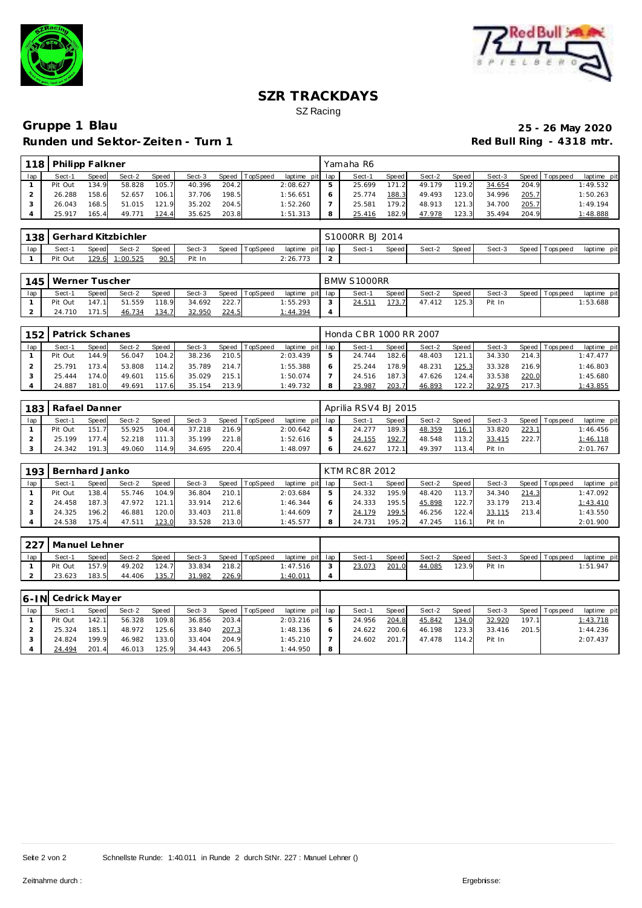# SZR TRACKDAYS

SZ Racing

## Gruppe 1 Blau

**25 - 26 May 2020**

### Runden und Sektor-Zeiten - Turn 1

**Red Bull Ring - 4318 mtr.**

**118 Philipp Falkner** — Yamaha R6

| lap | Sect-1 | Speed | Sect-2 | Speed | Sect-3 | Speed | TopSpeed | laptime pit | lap | Sect-1 | Speed | Sect-2 | Speed | Sect-3 | Speed | Topspeed | laptime pit |
|---|---|---|---|---|---|---|---|---|---|---|---|---|---|---|---|---|---|
| 1 | Pit Out | 134.9 | 58.828 | 105.7 | 40.396 | 204.2 | | 2:08.627 | 5 | 25.699 | 171.2 | 49.179 | 119.2 | 34.654 | 204.9 | | 1:49.532 |
| 2 | 26.288 | 158.6 | 52.657 | 106.1 | 37.706 | 198.5 | | 1:56.651 | 6 | 25.774 | 188.3 | 49.493 | 123.0 | 34.996 | 205.7 | | 1:50.263 |
| 3 | 26.043 | 168.5 | 51.015 | 121.9 | 35.202 | 204.5 | | 1:52.260 | 7 | 25.581 | 179.2 | 48.913 | 121.3 | 34.700 | 205.7 | | 1:49.194 |
| 4 | 25.917 | 165.4 | 49.771 | 124.4 | 35.625 | 203.8 | | 1:51.313 | 8 | 25.416 | 182.9 | 47.978 | 123.3 | 35.494 | 204.9 | | 1:48.888 |

**138 Gerhard Kitzbichler** — S1000RR BJ 2014

| lap | Sect-1 | Speed | Sect-2 | Speed | Sect-3 | Speed | TopSpeed | laptime pit | lap | Sect-1 | Speed | Sect-2 | Speed | Sect-3 | Speed | Topspeed | laptime pit |
|---|---|---|---|---|---|---|---|---|---|---|---|---|---|---|---|---|---|
| 1 | Pit Out | 129.6 | 1:00.525 | 90.5 | Pit In | | | 2:26.773 | 2 | | | | | | | | |

**145 Werner Tuscher** — BMW S1000RR

| lap | Sect-1 | Speed | Sect-2 | Speed | Sect-3 | Speed | TopSpeed | laptime pit | lap | Sect-1 | Speed | Sect-2 | Speed | Sect-3 | Speed | Topspeed | laptime pit |
|---|---|---|---|---|---|---|---|---|---|---|---|---|---|---|---|---|---|
| 1 | Pit Out | 147.1 | 51.559 | 118.9 | 34.692 | 222.7 | | 1:55.293 | 3 | 24.511 | 173.7 | 47.412 | 125.3 | Pit In | | | 1:53.688 |
| 2 | 24.710 | 171.5 | 46.734 | 134.7 | 32.950 | 224.5 | | 1:44.394 | 4 | | | | | | | | |

**152 Patrick Schanes** — Honda CBR 1000 RR 2007

| lap | Sect-1 | Speed | Sect-2 | Speed | Sect-3 | Speed | TopSpeed | laptime pit | lap | Sect-1 | Speed | Sect-2 | Speed | Sect-3 | Speed | Topspeed | laptime pit |
|---|---|---|---|---|---|---|---|---|---|---|---|---|---|---|---|---|---|
| 1 | Pit Out | 144.9 | 56.047 | 104.2 | 38.236 | 210.5 | | 2:03.439 | 5 | 24.744 | 182.6 | 48.403 | 121.1 | 34.330 | 214.3 | | 1:47.477 |
| 2 | 25.791 | 173.4 | 53.808 | 114.2 | 35.789 | 214.7 | | 1:55.388 | 6 | 25.244 | 178.9 | 48.231 | 125.3 | 33.328 | 216.9 | | 1:46.803 |
| 3 | 25.444 | 174.0 | 49.601 | 115.6 | 35.029 | 215.1 | | 1:50.074 | 7 | 24.516 | 187.3 | 47.626 | 124.4 | 33.538 | 220.0 | | 1:45.680 |
| 4 | 24.887 | 181.0 | 49.691 | 117.6 | 35.154 | 213.9 | | 1:49.732 | 8 | 23.987 | 203.7 | 46.893 | 122.2 | 32.975 | 217.3 | | 1:43.855 |

**183 Rafael Danner** — Aprilia RSV4 BJ 2015

| lap | Sect-1 | Speed | Sect-2 | Speed | Sect-3 | Speed | TopSpeed | laptime pit | lap | Sect-1 | Speed | Sect-2 | Speed | Sect-3 | Speed | Topspeed | laptime pit |
|---|---|---|---|---|---|---|---|---|---|---|---|---|---|---|---|---|---|
| 1 | Pit Out | 151.7 | 55.925 | 104.4 | 37.218 | 216.9 | | 2:00.642 | 4 | 24.277 | 189.3 | 48.359 | 116.1 | 33.820 | 223.1 | | 1:46.456 |
| 2 | 25.199 | 177.4 | 52.218 | 111.3 | 35.199 | 221.8 | | 1:52.616 | 5 | 24.155 | 192.7 | 48.548 | 113.2 | 33.415 | 222.7 | | 1:46.118 |
| 3 | 24.342 | 191.3 | 49.060 | 114.9 | 34.695 | 220.4 | | 1:48.097 | 6 | 24.627 | 172.1 | 49.397 | 113.4 | Pit In | | | 2:01.767 |

**193 Bernhard Janko** — KTM RC8R 2012

| lap | Sect-1 | Speed | Sect-2 | Speed | Sect-3 | Speed | TopSpeed | laptime pit | lap | Sect-1 | Speed | Sect-2 | Speed | Sect-3 | Speed | Topspeed | laptime pit |
|---|---|---|---|---|---|---|---|---|---|---|---|---|---|---|---|---|---|
| 1 | Pit Out | 138.4 | 55.746 | 104.9 | 36.804 | 210.1 | | 2:03.684 | 5 | 24.332 | 195.9 | 48.420 | 113.7 | 34.340 | 214.3 | | 1:47.092 |
| 2 | 24.458 | 187.3 | 47.972 | 121.1 | 33.914 | 212.6 | | 1:46.344 | 6 | 24.333 | 195.5 | 45.898 | 122.7 | 33.179 | 213.4 | | 1:43.410 |
| 3 | 24.325 | 196.2 | 46.881 | 120.0 | 33.403 | 211.8 | | 1:44.609 | 7 | 24.179 | 199.5 | 46.256 | 122.4 | 33.115 | 213.4 | | 1:43.550 |
| 4 | 24.538 | 175.4 | 47.511 | 123.0 | 33.528 | 213.0 | | 1:45.577 | 8 | 24.731 | 195.2 | 47.245 | 116.1 | Pit In | | | 2:01.900 |

**227 Manuel Lehner**

| lap | Sect-1 | Speed | Sect-2 | Speed | Sect-3 | Speed | TopSpeed | laptime pit | lap | Sect-1 | Speed | Sect-2 | Speed | Sect-3 | Speed | Topspeed | laptime pit |
|---|---|---|---|---|---|---|---|---|---|---|---|---|---|---|---|---|---|
| 1 | Pit Out | 157.9 | 49.202 | 124.7 | 33.834 | 218.2 | | 1:47.516 | 3 | 23.073 | 201.0 | 44.085 | 123.9 | Pit In | | | 1:51.947 |
| 2 | 23.623 | 183.5 | 44.406 | 135.7 | 31.982 | 226.9 | | 1:40.011 | 4 | | | | | | | | |

**6-IN Cedrick Mayer**

| lap | Sect-1 | Speed | Sect-2 | Speed | Sect-3 | Speed | TopSpeed | laptime pit | lap | Sect-1 | Speed | Sect-2 | Speed | Sect-3 | Speed | Topspeed | laptime pit |
|---|---|---|---|---|---|---|---|---|---|---|---|---|---|---|---|---|---|
| 1 | Pit Out | 142.1 | 56.328 | 109.8 | 36.856 | 203.4 | | 2:03.216 | 5 | 24.956 | 204.8 | 45.842 | 134.0 | 32.920 | 197.1 | | 1:43.718 |
| 2 | 25.324 | 185.1 | 48.972 | 125.6 | 33.840 | 207.3 | | 1:48.136 | 6 | 24.622 | 200.6 | 46.198 | 123.3 | 33.416 | 201.5 | | 1:44.236 |
| 3 | 24.824 | 199.9 | 46.982 | 133.0 | 33.404 | 204.9 | | 1:45.210 | 7 | 24.602 | 201.7 | 47.478 | 114.2 | Pit In | | | 2:07.437 |
| 4 | 24.494 | 201.4 | 46.013 | 125.9 | 34.443 | 206.5 | | 1:44.950 | 8 | | | | | | | | |

Schnellste Runde: 1:40.011 in Runde 2 durch StNr. 227 : Manuel Lehner ()

Zeitnahme durch :

Ergebnisse: